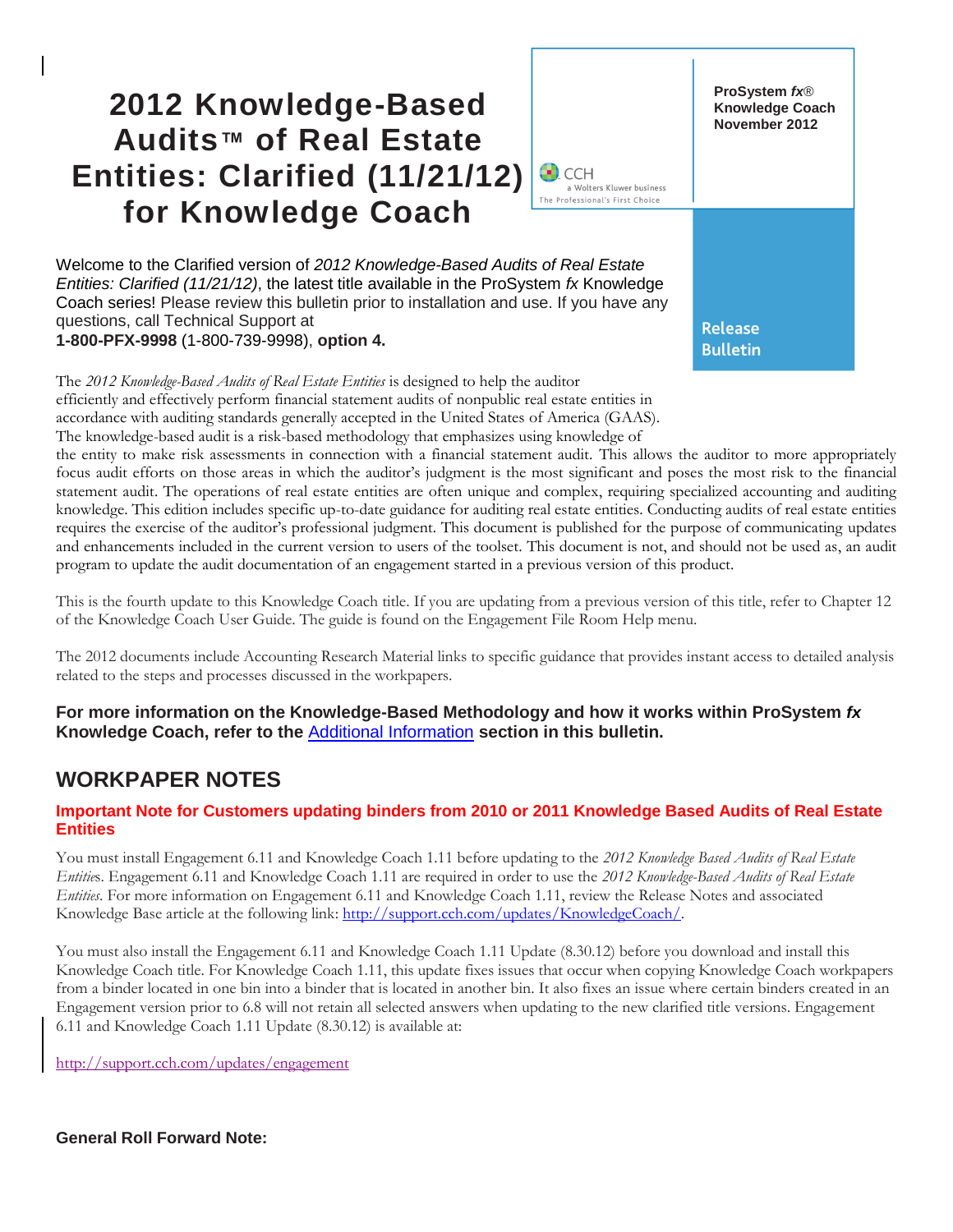# 2012 Knowledge-Based Audits™ of Real Estate Entities: Clarified (11/21/12) for Knowledge Coach

**ProSystem *fx*® Knowledge Coach November 2012**

CCH a Wolters Kluwer business The Professional's First Choice

**Release Bulletin**

Welcome to the Clarified version of *2012 Knowledge-Based Audits of Real Estate Entities: Clarified (11/21/12)*, the latest title available in the ProSystem *fx* Knowledge Coach series! Please review this bulletin prior to installation and use. If you have any questions, call Technical Support at **1-800-PFX-9998** (1-800-739-9998), **option 4.**

The *2012 Knowledge-Based Audits of Real Estate Entities* is designed to help the auditor efficiently and effectively perform financial statement audits of nonpublic real estate entities in accordance with auditing standards generally accepted in the United States of America (GAAS). The knowledge-based audit is a risk-based methodology that emphasizes using knowledge of the entity to make risk assessments in connection with a financial statement audit. This allows the auditor to more appropriately focus audit efforts on those areas in which the auditor's judgment is the most significant and poses the most risk to the financial statement audit. The operations of real estate entities are often unique and complex, requiring specialized accounting and auditing knowledge. This edition includes specific up-to-date guidance for auditing real estate entities. Conducting audits of real estate entities requires the exercise of the auditor's professional judgment. This document is published for the purpose of communicating updates and enhancements included in the current version to users of the toolset. This document is not, and should not be used as, an audit program to update the audit documentation of an engagement started in a previous version of this product.

This is the fourth update to this Knowledge Coach title. If you are updating from a previous version of this title, refer to Chapter 12 of the Knowledge Coach User Guide. The guide is found on the Engagement File Room Help menu.

The 2012 documents include Accounting Research Material links to specific guidance that provides instant access to detailed analysis related to the steps and processes discussed in the workpapers.

**For more information on the Knowledge-Based Methodology and how it works within ProSystem *fx* Knowledge Coach, refer to the Additional Information section in this bulletin.**

## WORKPAPER NOTES

### Important Note for Customers updating binders from 2010 or 2011 Knowledge Based Audits of Real Estate Entities

You must install Engagement 6.11 and Knowledge Coach 1.11 before updating to the *2012 Knowledge Based Audits of Real Estate Entities*. Engagement 6.11 and Knowledge Coach 1.11 are required in order to use the *2012 Knowledge-Based Audits of Real Estate Entities*. For more information on Engagement 6.11 and Knowledge Coach 1.11, review the Release Notes and associated Knowledge Base article at the following link: http://support.cch.com/updates/KnowledgeCoach/.

You must also install the Engagement 6.11 and Knowledge Coach 1.11 Update (8.30.12) before you download and install this Knowledge Coach title. For Knowledge Coach 1.11, this update fixes issues that occur when copying Knowledge Coach workpapers from a binder located in one bin into a binder that is located in another bin. It also fixes an issue where certain binders created in an Engagement version prior to 6.8 will not retain all selected answers when updating to the new clarified title versions. Engagement 6.11 and Knowledge Coach 1.11 Update (8.30.12) is available at:

http://support.cch.com/updates/engagement

**General Roll Forward Note:**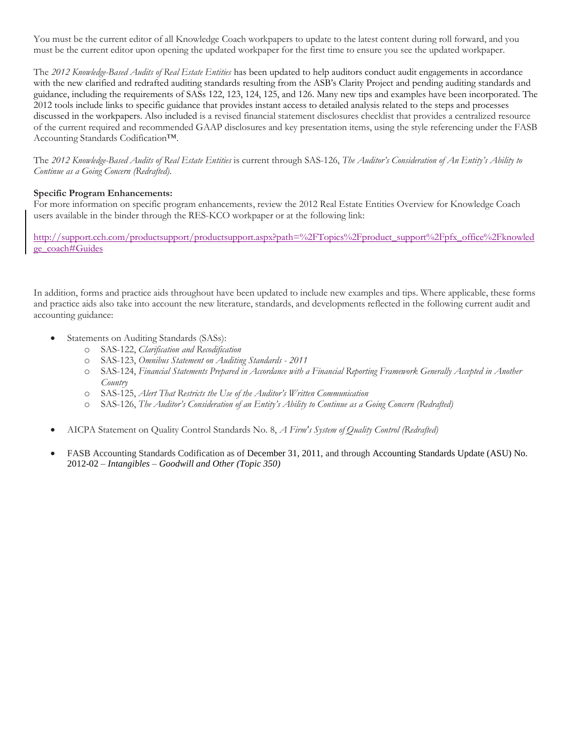You must be the current editor of all Knowledge Coach workpapers to update to the latest content during roll forward, and you must be the current editor upon opening the updated workpaper for the first time to ensure you see the updated workpaper.

The *2012 Knowledge-Based Audits of Real Estate Entities* has been updated to help auditors conduct audit engagements in accordance with the new clarified and redrafted auditing standards resulting from the ASB's Clarity Project and pending auditing standards and guidance, including the requirements of SASs 122, 123, 124, 125, and 126. Many new tips and examples have been incorporated. The 2012 tools include links to specific guidance that provides instant access to detailed analysis related to the steps and processes discussed in the workpapers. Also included is a revised financial statement disclosures checklist that provides a centralized resource of the current required and recommended GAAP disclosures and key presentation items, using the style referencing under the FASB Accounting Standards Codification™.

The *2012 Knowledge-Based Audits of Real Estate Entities* is current through SAS-126, *The Auditor's Consideration of An Entity's Ability to Continue as a Going Concern (Redrafted).*

**Specific Program Enhancements:**
For more information on specific program enhancements, review the 2012 Real Estate Entities Overview for Knowledge Coach users available in the binder through the RES-KCO workpaper or at the following link:

http://support.cch.com/productsupport/productsupport.aspx?path=%2FTopics%2Fproduct_support%2Fpfx_office%2Fknowledge_coach#Guides

In addition, forms and practice aids throughout have been updated to include new examples and tips. Where applicable, these forms and practice aids also take into account the new literature, standards, and developments reflected in the following current audit and accounting guidance:

- Statements on Auditing Standards (SASs):
  - SAS-122, *Clarification and Recodification*
  - SAS-123, *Omnibus Statement on Auditing Standards - 2011*
  - SAS-124, *Financial Statements Prepared in Accordance with a Financial Reporting Framework Generally Accepted in Another Country*
  - SAS-125, *Alert That Restricts the Use of the Auditor's Written Communication*
  - SAS-126, *The Auditor's Consideration of an Entity's Ability to Continue as a Going Concern (Redrafted)*
- AICPA Statement on Quality Control Standards No. 8, *A Firm's System of Quality Control (Redrafted)*
- FASB Accounting Standards Codification as of December 31, 2011, and through Accounting Standards Update (ASU) No. 2012-02 – *Intangibles – Goodwill and Other (Topic 350)*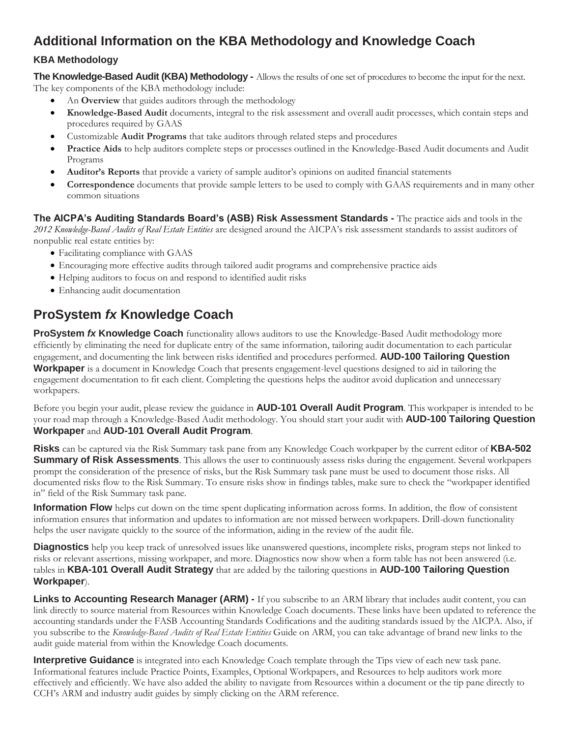# Additional Information on the KBA Methodology and Knowledge Coach

### KBA Methodology

**The Knowledge-Based Audit (KBA) Methodology -** Allows the results of one set of procedures to become the input for the next. The key components of the KBA methodology include:

- An **Overview** that guides auditors through the methodology
- **Knowledge-Based Audit** documents, integral to the risk assessment and overall audit processes, which contain steps and procedures required by GAAS
- Customizable **Audit Programs** that take auditors through related steps and procedures
- **Practice Aids** to help auditors complete steps or processes outlined in the Knowledge-Based Audit documents and Audit Programs
- **Auditor's Reports** that provide a variety of sample auditor's opinions on audited financial statements
- **Correspondence** documents that provide sample letters to be used to comply with GAAS requirements and in many other common situations

**The AICPA's Auditing Standards Board's (ASB) Risk Assessment Standards -** The practice aids and tools in the *2012 Knowledge-Based Audits of Real Estate Entities* are designed around the AICPA's risk assessment standards to assist auditors of nonpublic real estate entities by:

- Facilitating compliance with GAAS
- Encouraging more effective audits through tailored audit programs and comprehensive practice aids
- Helping auditors to focus on and respond to identified audit risks
- Enhancing audit documentation

## ProSystem *fx* Knowledge Coach

**ProSystem *fx* Knowledge Coach** functionality allows auditors to use the Knowledge-Based Audit methodology more efficiently by eliminating the need for duplicate entry of the same information, tailoring audit documentation to each particular engagement, and documenting the link between risks identified and procedures performed. **AUD-100 Tailoring Question Workpaper** is a document in Knowledge Coach that presents engagement-level questions designed to aid in tailoring the engagement documentation to fit each client. Completing the questions helps the auditor avoid duplication and unnecessary workpapers.

Before you begin your audit, please review the guidance in **AUD-101 Overall Audit Program**. This workpaper is intended to be your road map through a Knowledge-Based Audit methodology. You should start your audit with **AUD-100 Tailoring Question Workpaper** and **AUD-101 Overall Audit Program**.

**Risks** can be captured via the Risk Summary task pane from any Knowledge Coach workpaper by the current editor of **KBA-502 Summary of Risk Assessments**. This allows the user to continuously assess risks during the engagement. Several workpapers prompt the consideration of the presence of risks, but the Risk Summary task pane must be used to document those risks. All documented risks flow to the Risk Summary. To ensure risks show in findings tables, make sure to check the "workpaper identified in" field of the Risk Summary task pane.

**Information Flow** helps cut down on the time spent duplicating information across forms. In addition, the flow of consistent information ensures that information and updates to information are not missed between workpapers. Drill-down functionality helps the user navigate quickly to the source of the information, aiding in the review of the audit file.

**Diagnostics** help you keep track of unresolved issues like unanswered questions, incomplete risks, program steps not linked to risks or relevant assertions, missing workpaper, and more. Diagnostics now show when a form table has not been answered (i.e. tables in **KBA-101 Overall Audit Strategy** that are added by the tailoring questions in **AUD-100 Tailoring Question Workpaper**).

**Links to Accounting Research Manager (ARM) -** If you subscribe to an ARM library that includes audit content, you can link directly to source material from Resources within Knowledge Coach documents. These links have been updated to reference the accounting standards under the FASB Accounting Standards Codifications and the auditing standards issued by the AICPA. Also, if you subscribe to the *Knowledge-Based Audits of Real Estate Entities* Guide on ARM, you can take advantage of brand new links to the audit guide material from within the Knowledge Coach documents.

**Interpretive Guidance** is integrated into each Knowledge Coach template through the Tips view of each new task pane. Informational features include Practice Points, Examples, Optional Workpapers, and Resources to help auditors work more effectively and efficiently. We have also added the ability to navigate from Resources within a document or the tip pane directly to CCH's ARM and industry audit guides by simply clicking on the ARM reference.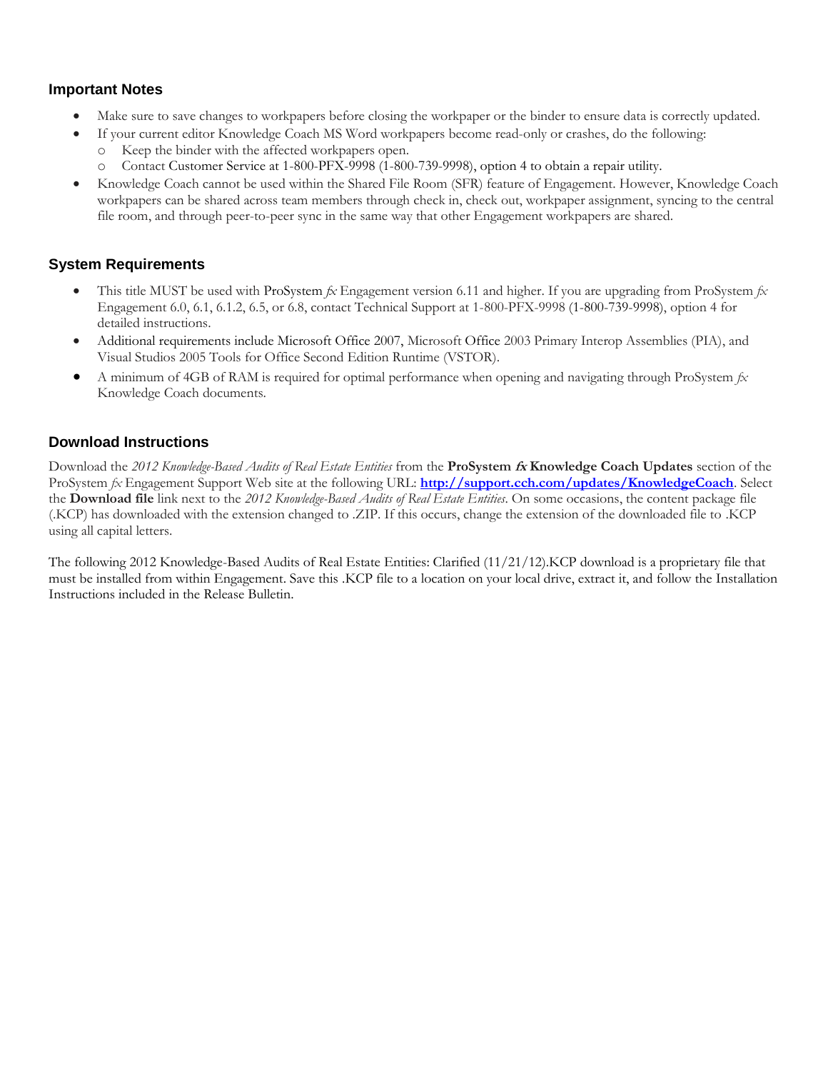## Important Notes

- Make sure to save changes to workpapers before closing the workpaper or the binder to ensure data is correctly updated.
- If your current editor Knowledge Coach MS Word workpapers become read-only or crashes, do the following:
  - Keep the binder with the affected workpapers open.
  - Contact Customer Service at 1-800-PFX-9998 (1-800-739-9998), option 4 to obtain a repair utility.
- Knowledge Coach cannot be used within the Shared File Room (SFR) feature of Engagement. However, Knowledge Coach workpapers can be shared across team members through check in, check out, workpaper assignment, syncing to the central file room, and through peer-to-peer sync in the same way that other Engagement workpapers are shared.

## System Requirements

- This title MUST be used with ProSystem *fx* Engagement version 6.11 and higher. If you are upgrading from ProSystem *fx* Engagement 6.0, 6.1, 6.1.2, 6.5, or 6.8, contact Technical Support at 1-800-PFX-9998 (1-800-739-9998), option 4 for detailed instructions.
- Additional requirements include Microsoft Office 2007, Microsoft Office 2003 Primary Interop Assemblies (PIA), and Visual Studios 2005 Tools for Office Second Edition Runtime (VSTOR).
- A minimum of 4GB of RAM is required for optimal performance when opening and navigating through ProSystem *fx* Knowledge Coach documents.

## Download Instructions

Download the *2012 Knowledge-Based Audits of Real Estate Entities* from the **ProSystem *fx* Knowledge Coach Updates** section of the ProSystem *fx* Engagement Support Web site at the following URL: **http://support.cch.com/updates/KnowledgeCoach**. Select the **Download file** link next to the *2012 Knowledge-Based Audits of Real Estate Entities*. On some occasions, the content package file (.KCP) has downloaded with the extension changed to .ZIP. If this occurs, change the extension of the downloaded file to .KCP using all capital letters.

The following 2012 Knowledge-Based Audits of Real Estate Entities: Clarified (11/21/12).KCP download is a proprietary file that must be installed from within Engagement. Save this .KCP file to a location on your local drive, extract it, and follow the Installation Instructions included in the Release Bulletin.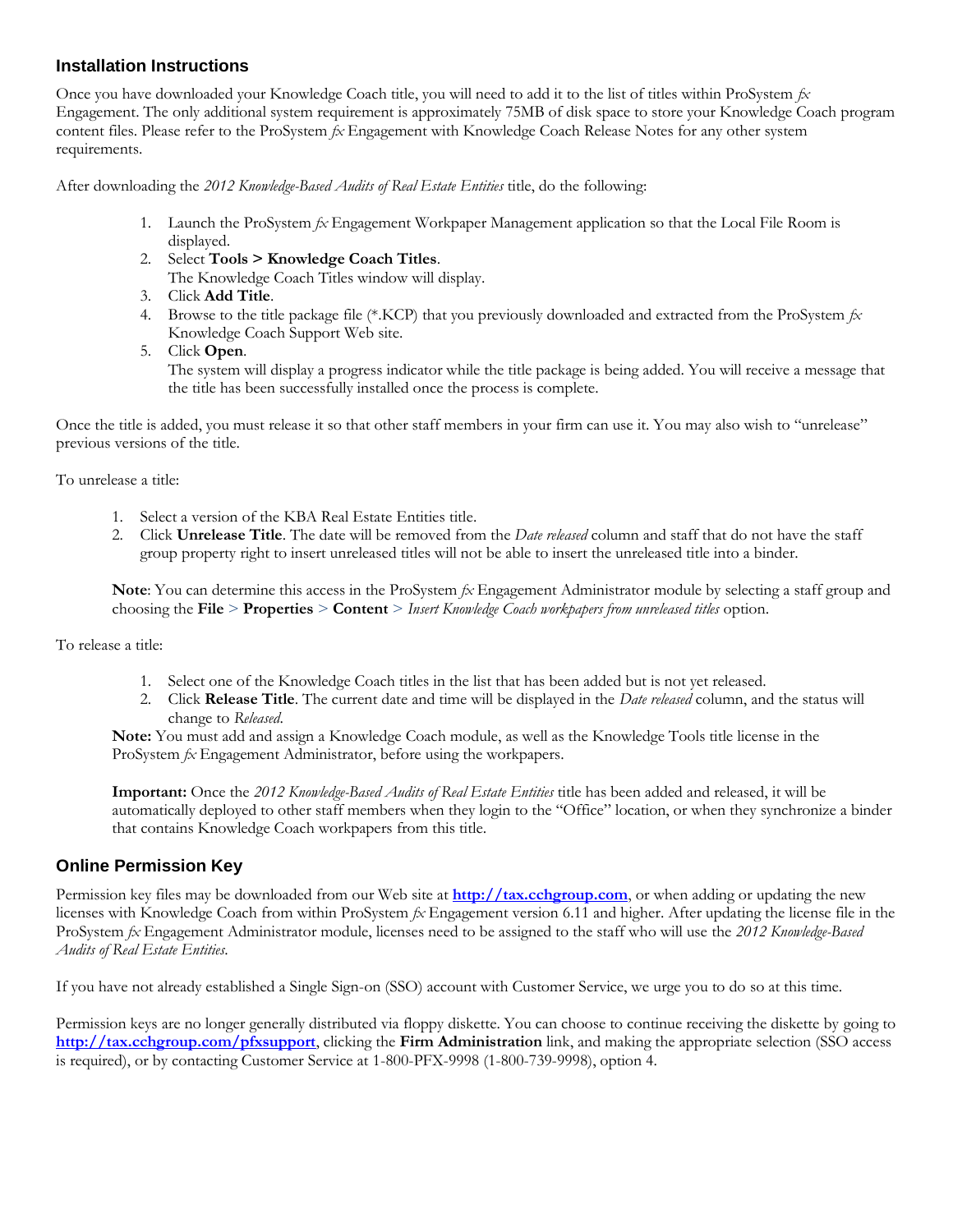## Installation Instructions

Once you have downloaded your Knowledge Coach title, you will need to add it to the list of titles within ProSystem *fx* Engagement. The only additional system requirement is approximately 75MB of disk space to store your Knowledge Coach program content files. Please refer to the ProSystem *fx* Engagement with Knowledge Coach Release Notes for any other system requirements.

After downloading the *2012 Knowledge-Based Audits of Real Estate Entities* title, do the following:

1. Launch the ProSystem *fx* Engagement Workpaper Management application so that the Local File Room is displayed.
2. Select **Tools > Knowledge Coach Titles**.
   The Knowledge Coach Titles window will display.
3. Click **Add Title**.
4. Browse to the title package file (*.KCP) that you previously downloaded and extracted from the ProSystem *fx* Knowledge Coach Support Web site.
5. Click **Open**.
   The system will display a progress indicator while the title package is being added. You will receive a message that the title has been successfully installed once the process is complete.

Once the title is added, you must release it so that other staff members in your firm can use it. You may also wish to "unrelease" previous versions of the title.

To unrelease a title:

1. Select a version of the KBA Real Estate Entities title.
2. Click **Unrelease Title**. The date will be removed from the *Date released* column and staff that do not have the staff group property right to insert unreleased titles will not be able to insert the unreleased title into a binder.

**Note**: You can determine this access in the ProSystem *fx* Engagement Administrator module by selecting a staff group and choosing the **File** > **Properties** > **Content** > *Insert Knowledge Coach workpapers from unreleased titles* option.

To release a title:

1. Select one of the Knowledge Coach titles in the list that has been added but is not yet released.
2. Click **Release Title**. The current date and time will be displayed in the *Date released* column, and the status will change to *Released*.

**Note:** You must add and assign a Knowledge Coach module, as well as the Knowledge Tools title license in the ProSystem *fx* Engagement Administrator, before using the workpapers.

**Important:** Once the *2012 Knowledge-Based Audits of Real Estate Entities* title has been added and released, it will be automatically deployed to other staff members when they login to the "Office" location, or when they synchronize a binder that contains Knowledge Coach workpapers from this title.

## Online Permission Key

Permission key files may be downloaded from our Web site at **http://tax.cchgroup.com**, or when adding or updating the new licenses with Knowledge Coach from within ProSystem *fx* Engagement version 6.11 and higher. After updating the license file in the ProSystem *fx* Engagement Administrator module, licenses need to be assigned to the staff who will use the *2012 Knowledge-Based Audits of Real Estate Entities*.

If you have not already established a Single Sign-on (SSO) account with Customer Service, we urge you to do so at this time.

Permission keys are no longer generally distributed via floppy diskette. You can choose to continue receiving the diskette by going to **http://tax.cchgroup.com/pfxsupport**, clicking the **Firm Administration** link, and making the appropriate selection (SSO access is required), or by contacting Customer Service at 1-800-PFX-9998 (1-800-739-9998), option 4.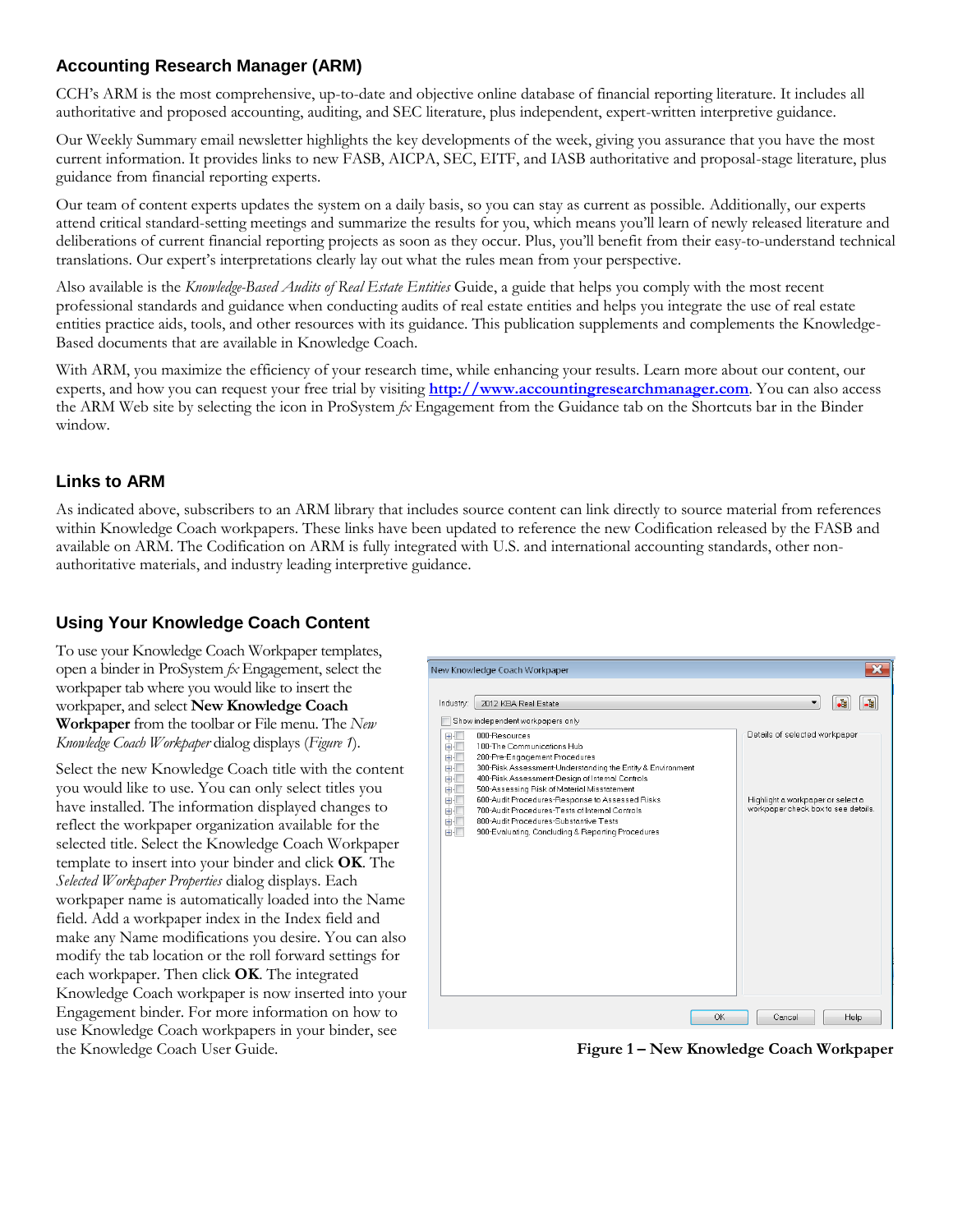## Accounting Research Manager (ARM)

CCH's ARM is the most comprehensive, up-to-date and objective online database of financial reporting literature. It includes all authoritative and proposed accounting, auditing, and SEC literature, plus independent, expert-written interpretive guidance.

Our Weekly Summary email newsletter highlights the key developments of the week, giving you assurance that you have the most current information. It provides links to new FASB, AICPA, SEC, EITF, and IASB authoritative and proposal-stage literature, plus guidance from financial reporting experts.

Our team of content experts updates the system on a daily basis, so you can stay as current as possible. Additionally, our experts attend critical standard-setting meetings and summarize the results for you, which means you'll learn of newly released literature and deliberations of current financial reporting projects as soon as they occur. Plus, you'll benefit from their easy-to-understand technical translations. Our expert's interpretations clearly lay out what the rules mean from your perspective.

Also available is the *Knowledge-Based Audits of Real Estate Entities* Guide, a guide that helps you comply with the most recent professional standards and guidance when conducting audits of real estate entities and helps you integrate the use of real estate entities practice aids, tools, and other resources with its guidance. This publication supplements and complements the Knowledge-Based documents that are available in Knowledge Coach.

With ARM, you maximize the efficiency of your research time, while enhancing your results. Learn more about our content, our experts, and how you can request your free trial by visiting **http://www.accountingresearchmanager.com**. You can also access the ARM Web site by selecting the icon in ProSystem *fx* Engagement from the Guidance tab on the Shortcuts bar in the Binder window.

## Links to ARM

As indicated above, subscribers to an ARM library that includes source content can link directly to source material from references within Knowledge Coach workpapers. These links have been updated to reference the new Codification released by the FASB and available on ARM. The Codification on ARM is fully integrated with U.S. and international accounting standards, other non-authoritative materials, and industry leading interpretive guidance.

## Using Your Knowledge Coach Content

To use your Knowledge Coach Workpaper templates, open a binder in ProSystem *fx* Engagement, select the workpaper tab where you would like to insert the workpaper, and select **New Knowledge Coach Workpaper** from the toolbar or File menu. The *New Knowledge Coach Workpaper* dialog displays (*Figure 1*).

Select the new Knowledge Coach title with the content you would like to use. You can only select titles you have installed. The information displayed changes to reflect the workpaper organization available for the selected title. Select the Knowledge Coach Workpaper template to insert into your binder and click **OK**. The *Selected Workpaper Properties* dialog displays. Each workpaper name is automatically loaded into the Name field. Add a workpaper index in the Index field and make any Name modifications you desire. You can also modify the tab location or the roll forward settings for each workpaper. Then click **OK**. The integrated Knowledge Coach workpaper is now inserted into your Engagement binder. For more information on how to use Knowledge Coach workpapers in your binder, see the Knowledge Coach User Guide.

**Figure 1 – New Knowledge Coach Workpaper**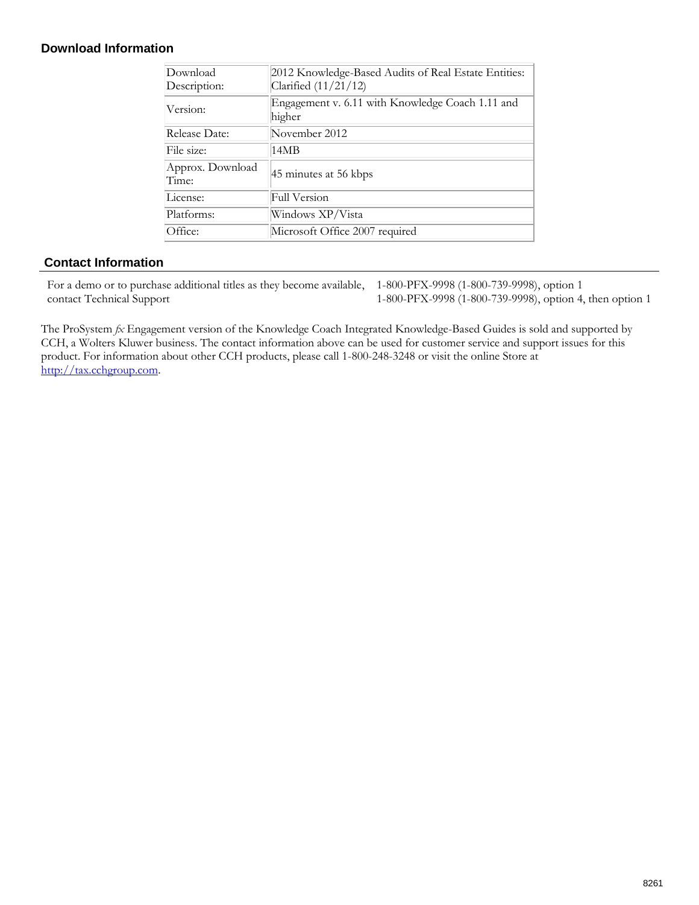## Download Information

| | |
|---|---|
| Download Description: | 2012 Knowledge-Based Audits of Real Estate Entities: Clarified (11/21/12) |
| Version: | Engagement v. 6.11 with Knowledge Coach 1.11 and higher |
| Release Date: | November 2012 |
| File size: | 14MB |
| Approx. Download Time: | 45 minutes at 56 kbps |
| License: | Full Version |
| Platforms: | Windows XP/Vista |
| Office: | Microsoft Office 2007 required |

## Contact Information

| | |
|---|---|
| For a demo or to purchase additional titles as they become available, | 1-800-PFX-9998 (1-800-739-9998), option 1 |
| contact Technical Support | 1-800-PFX-9998 (1-800-739-9998), option 4, then option 1 |

The ProSystem *fx* Engagement version of the Knowledge Coach Integrated Knowledge-Based Guides is sold and supported by CCH, a Wolters Kluwer business. The contact information above can be used for customer service and support issues for this product. For information about other CCH products, please call 1-800-248-3248 or visit the online Store at http://tax.cchgroup.com.

8261